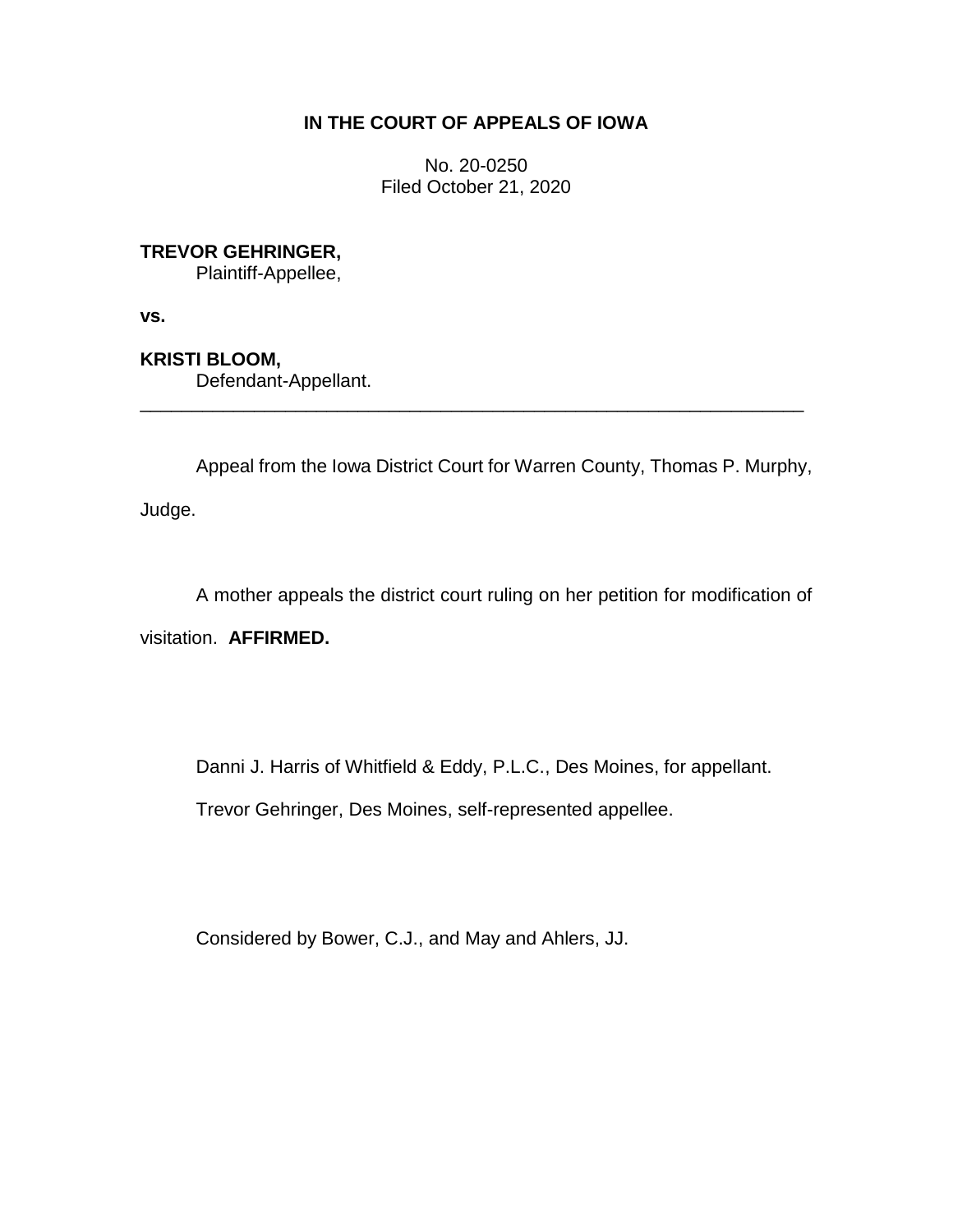**IN THE COURT OF APPEALS OF IOWA**

No. 20-0250
Filed October 21, 2020

**TREVOR GEHRINGER,**
Plaintiff-Appellee,

**vs.**

**KRISTI BLOOM,**
Defendant-Appellant.

---

Appeal from the Iowa District Court for Warren County, Thomas P. Murphy, Judge.

A mother appeals the district court ruling on her petition for modification of visitation. **AFFIRMED.**

Danni J. Harris of Whitfield & Eddy, P.L.C., Des Moines, for appellant.

Trevor Gehringer, Des Moines, self-represented appellee.

Considered by Bower, C.J., and May and Ahlers, JJ.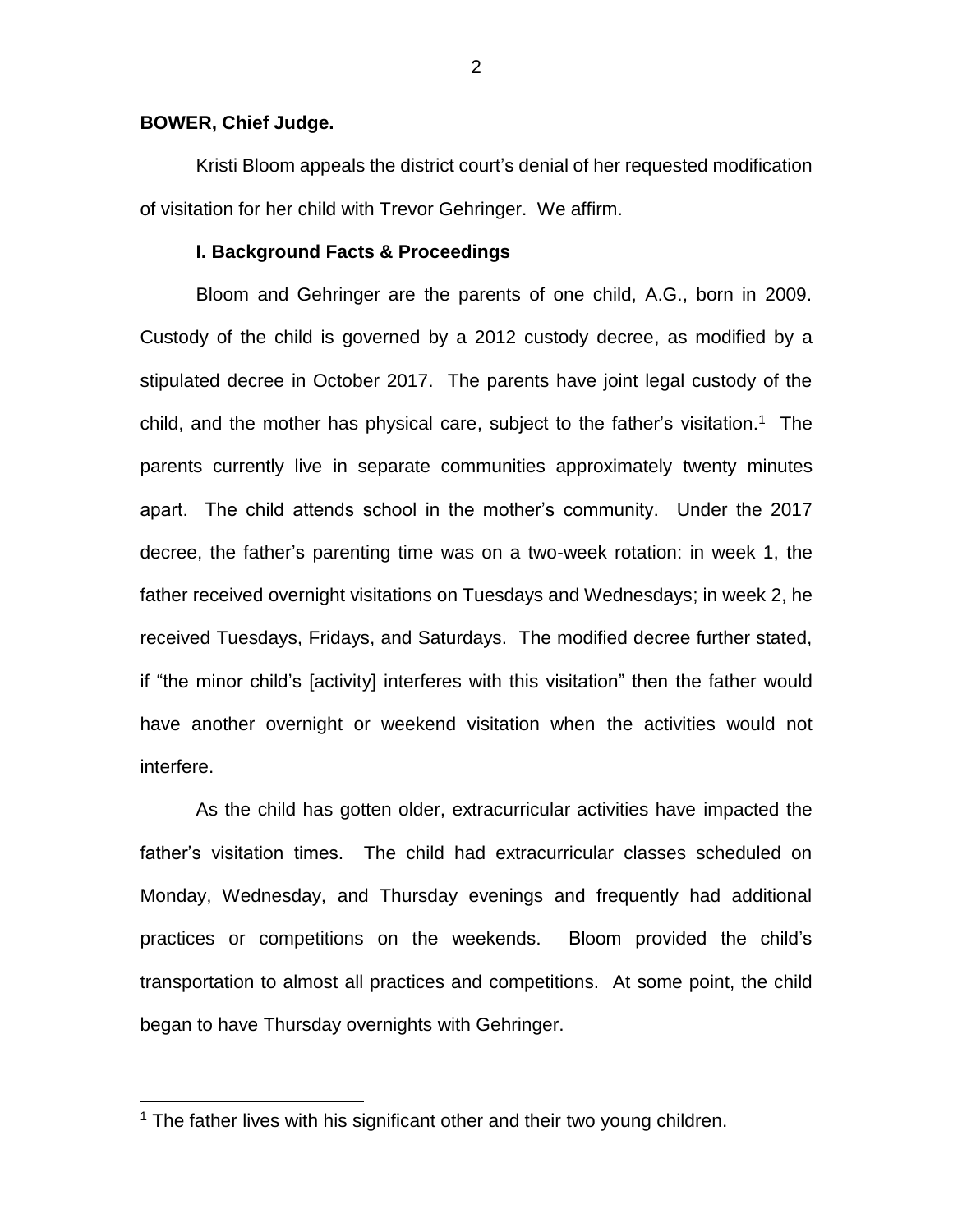**BOWER, Chief Judge.**

Kristi Bloom appeals the district court's denial of her requested modification of visitation for her child with Trevor Gehringer. We affirm.

**I. Background Facts & Proceedings**

Bloom and Gehringer are the parents of one child, A.G., born in 2009. Custody of the child is governed by a 2012 custody decree, as modified by a stipulated decree in October 2017. The parents have joint legal custody of the child, and the mother has physical care, subject to the father's visitation.[1] The parents currently live in separate communities approximately twenty minutes apart. The child attends school in the mother's community. Under the 2017 decree, the father's parenting time was on a two-week rotation: in week 1, the father received overnight visitations on Tuesdays and Wednesdays; in week 2, he received Tuesdays, Fridays, and Saturdays. The modified decree further stated, if "the minor child's [activity] interferes with this visitation" then the father would have another overnight or weekend visitation when the activities would not interfere.

As the child has gotten older, extracurricular activities have impacted the father's visitation times. The child had extracurricular classes scheduled on Monday, Wednesday, and Thursday evenings and frequently had additional practices or competitions on the weekends. Bloom provided the child's transportation to almost all practices and competitions. At some point, the child began to have Thursday overnights with Gehringer.

[1] The father lives with his significant other and their two young children.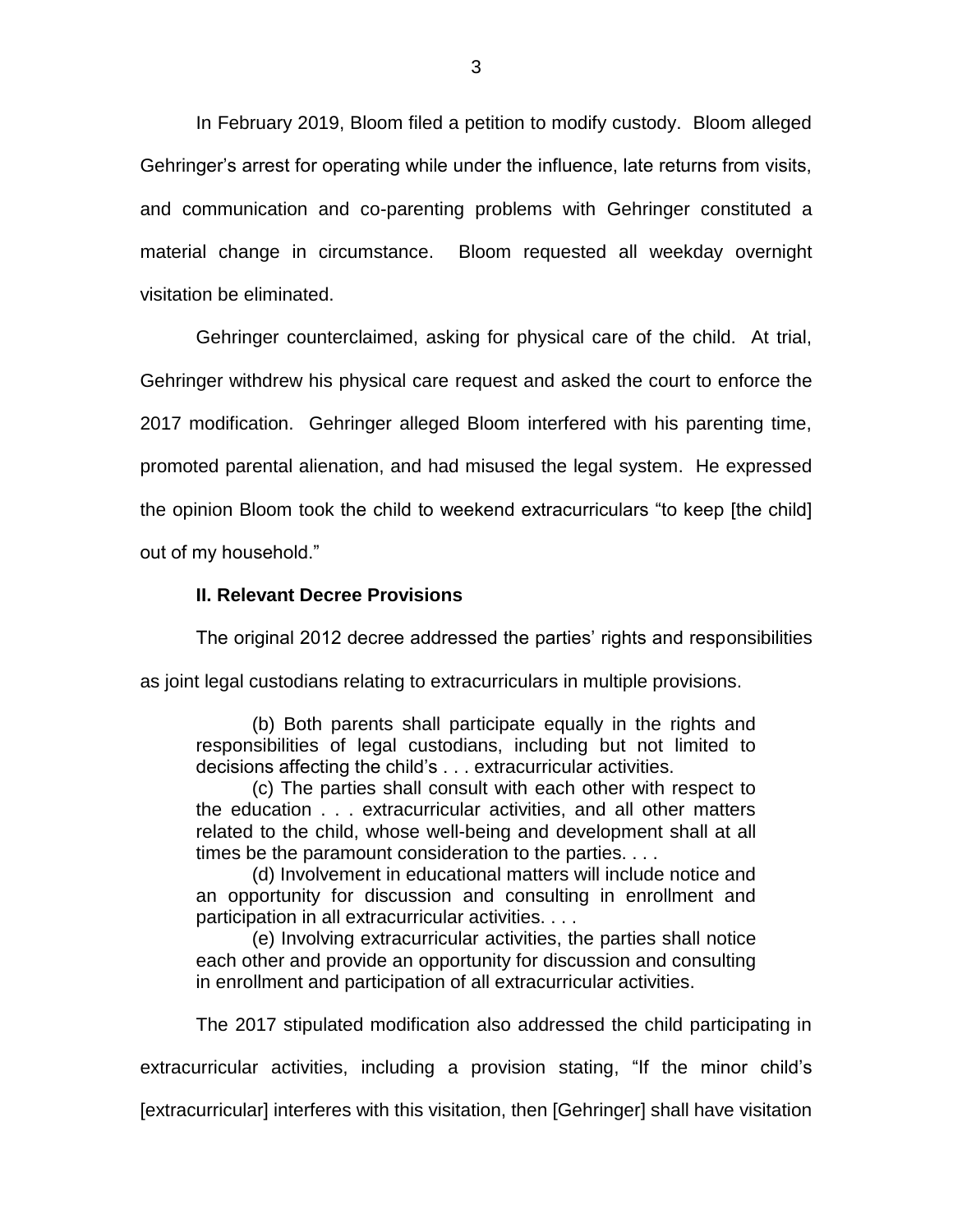In February 2019, Bloom filed a petition to modify custody. Bloom alleged Gehringer's arrest for operating while under the influence, late returns from visits, and communication and co-parenting problems with Gehringer constituted a material change in circumstance. Bloom requested all weekday overnight visitation be eliminated.

Gehringer counterclaimed, asking for physical care of the child. At trial, Gehringer withdrew his physical care request and asked the court to enforce the 2017 modification. Gehringer alleged Bloom interfered with his parenting time, promoted parental alienation, and had misused the legal system. He expressed the opinion Bloom took the child to weekend extracurriculars "to keep [the child] out of my household."

### II. Relevant Decree Provisions

The original 2012 decree addressed the parties' rights and responsibilities as joint legal custodians relating to extracurriculars in multiple provisions.

> (b) Both parents shall participate equally in the rights and responsibilities of legal custodians, including but not limited to decisions affecting the child's . . . extracurricular activities.
>
> (c) The parties shall consult with each other with respect to the education . . . extracurricular activities, and all other matters related to the child, whose well-being and development shall at all times be the paramount consideration to the parties. . . .
>
> (d) Involvement in educational matters will include notice and an opportunity for discussion and consulting in enrollment and participation in all extracurricular activities. . . .
>
> (e) Involving extracurricular activities, the parties shall notice each other and provide an opportunity for discussion and consulting in enrollment and participation of all extracurricular activities.

The 2017 stipulated modification also addressed the child participating in extracurricular activities, including a provision stating, "If the minor child's [extracurricular] interferes with this visitation, then [Gehringer] shall have visitation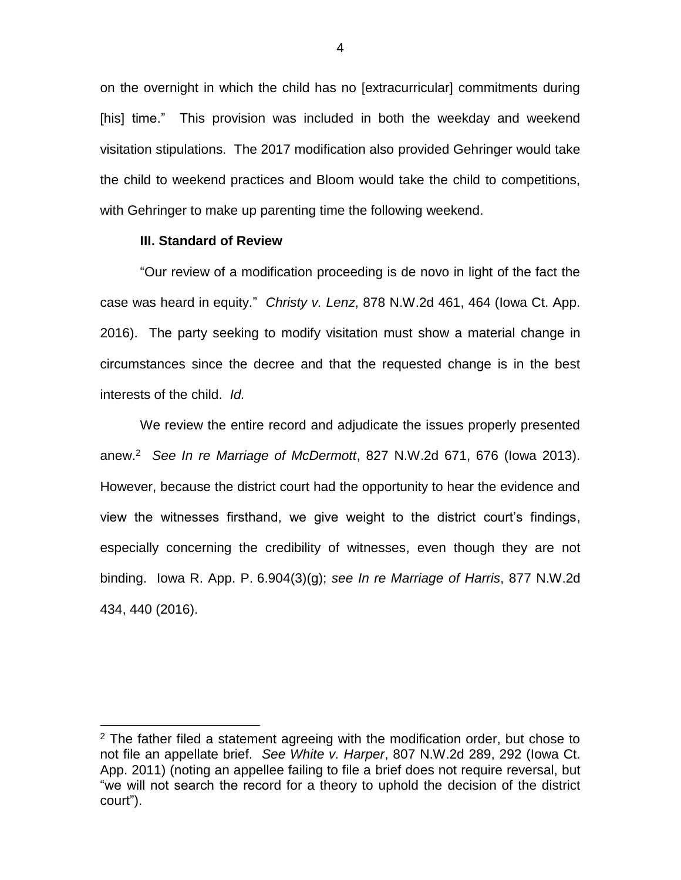on the overnight in which the child has no [extracurricular] commitments during [his] time." This provision was included in both the weekday and weekend visitation stipulations. The 2017 modification also provided Gehringer would take the child to weekend practices and Bloom would take the child to competitions, with Gehringer to make up parenting time the following weekend.

### III. Standard of Review

"Our review of a modification proceeding is de novo in light of the fact the case was heard in equity." *Christy v. Lenz*, 878 N.W.2d 461, 464 (Iowa Ct. App. 2016). The party seeking to modify visitation must show a material change in circumstances since the decree and that the requested change is in the best interests of the child. *Id.*

We review the entire record and adjudicate the issues properly presented anew.[2] *See In re Marriage of McDermott*, 827 N.W.2d 671, 676 (Iowa 2013). However, because the district court had the opportunity to hear the evidence and view the witnesses firsthand, we give weight to the district court's findings, especially concerning the credibility of witnesses, even though they are not binding. Iowa R. App. P. 6.904(3)(g); *see In re Marriage of Harris*, 877 N.W.2d 434, 440 (2016).

---

[2] The father filed a statement agreeing with the modification order, but chose to not file an appellate brief. *See White v. Harper*, 807 N.W.2d 289, 292 (Iowa Ct. App. 2011) (noting an appellee failing to file a brief does not require reversal, but "we will not search the record for a theory to uphold the decision of the district court").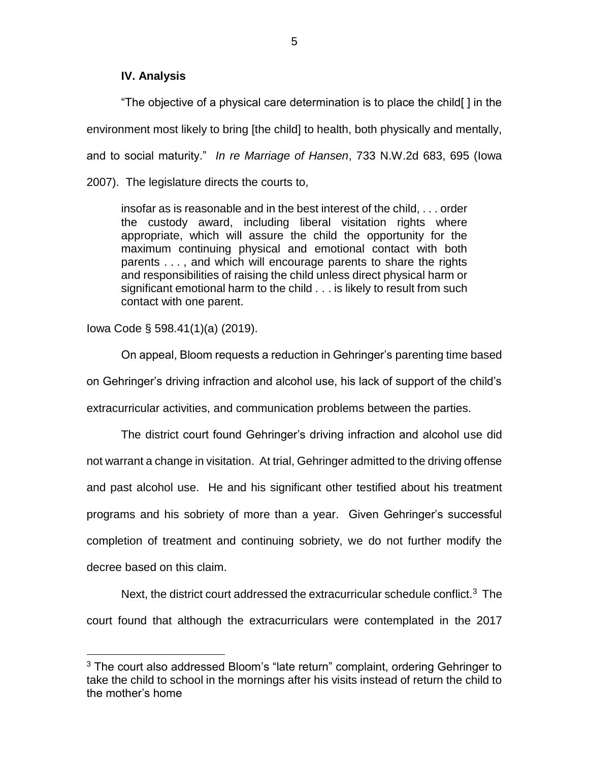### IV. Analysis

"The objective of a physical care determination is to place the child[ ] in the environment most likely to bring [the child] to health, both physically and mentally, and to social maturity." *In re Marriage of Hansen*, 733 N.W.2d 683, 695 (Iowa 2007). The legislature directs the courts to,

> insofar as is reasonable and in the best interest of the child, . . . order the custody award, including liberal visitation rights where appropriate, which will assure the child the opportunity for the maximum continuing physical and emotional contact with both parents . . . , and which will encourage parents to share the rights and responsibilities of raising the child unless direct physical harm or significant emotional harm to the child . . . is likely to result from such contact with one parent.

Iowa Code § 598.41(1)(a) (2019).

On appeal, Bloom requests a reduction in Gehringer's parenting time based on Gehringer's driving infraction and alcohol use, his lack of support of the child's extracurricular activities, and communication problems between the parties.

The district court found Gehringer's driving infraction and alcohol use did not warrant a change in visitation. At trial, Gehringer admitted to the driving offense and past alcohol use. He and his significant other testified about his treatment programs and his sobriety of more than a year. Given Gehringer's successful completion of treatment and continuing sobriety, we do not further modify the decree based on this claim.

Next, the district court addressed the extracurricular schedule conflict.[3] The court found that although the extracurriculars were contemplated in the 2017

[3] The court also addressed Bloom's "late return" complaint, ordering Gehringer to take the child to school in the mornings after his visits instead of return the child to the mother's home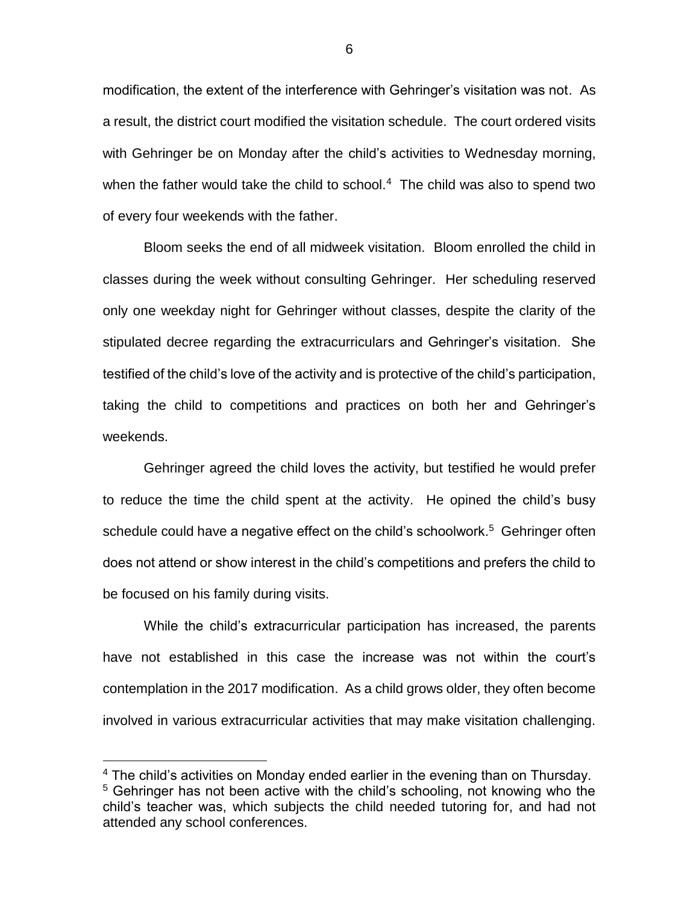modification, the extent of the interference with Gehringer's visitation was not. As a result, the district court modified the visitation schedule. The court ordered visits with Gehringer be on Monday after the child's activities to Wednesday morning, when the father would take the child to school.[4] The child was also to spend two of every four weekends with the father.

Bloom seeks the end of all midweek visitation. Bloom enrolled the child in classes during the week without consulting Gehringer. Her scheduling reserved only one weekday night for Gehringer without classes, despite the clarity of the stipulated decree regarding the extracurriculars and Gehringer's visitation. She testified of the child's love of the activity and is protective of the child's participation, taking the child to competitions and practices on both her and Gehringer's weekends.

Gehringer agreed the child loves the activity, but testified he would prefer to reduce the time the child spent at the activity. He opined the child's busy schedule could have a negative effect on the child's schoolwork.[5] Gehringer often does not attend or show interest in the child's competitions and prefers the child to be focused on his family during visits.

While the child's extracurricular participation has increased, the parents have not established in this case the increase was not within the court's contemplation in the 2017 modification. As a child grows older, they often become involved in various extracurricular activities that may make visitation challenging.

---

[4] The child's activities on Monday ended earlier in the evening than on Thursday.

[5] Gehringer has not been active with the child's schooling, not knowing who the child's teacher was, which subjects the child needed tutoring for, and had not attended any school conferences.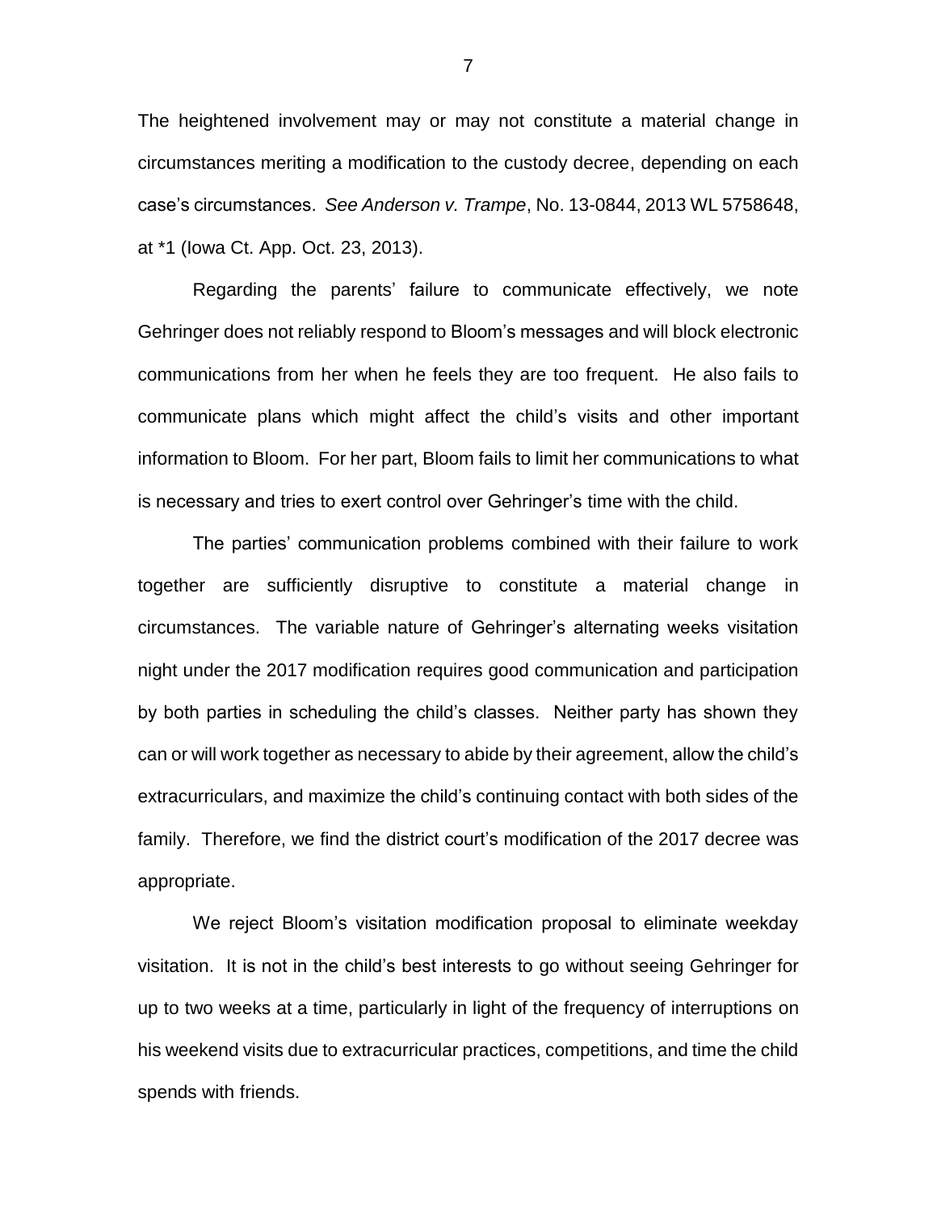The heightened involvement may or may not constitute a material change in circumstances meriting a modification to the custody decree, depending on each case's circumstances. *See Anderson v. Trampe*, No. 13-0844, 2013 WL 5758648, at *1 (Iowa Ct. App. Oct. 23, 2013).

Regarding the parents' failure to communicate effectively, we note Gehringer does not reliably respond to Bloom's messages and will block electronic communications from her when he feels they are too frequent. He also fails to communicate plans which might affect the child's visits and other important information to Bloom. For her part, Bloom fails to limit her communications to what is necessary and tries to exert control over Gehringer's time with the child.

The parties' communication problems combined with their failure to work together are sufficiently disruptive to constitute a material change in circumstances. The variable nature of Gehringer's alternating weeks visitation night under the 2017 modification requires good communication and participation by both parties in scheduling the child's classes. Neither party has shown they can or will work together as necessary to abide by their agreement, allow the child's extracurriculars, and maximize the child's continuing contact with both sides of the family. Therefore, we find the district court's modification of the 2017 decree was appropriate.

We reject Bloom's visitation modification proposal to eliminate weekday visitation. It is not in the child's best interests to go without seeing Gehringer for up to two weeks at a time, particularly in light of the frequency of interruptions on his weekend visits due to extracurricular practices, competitions, and time the child spends with friends.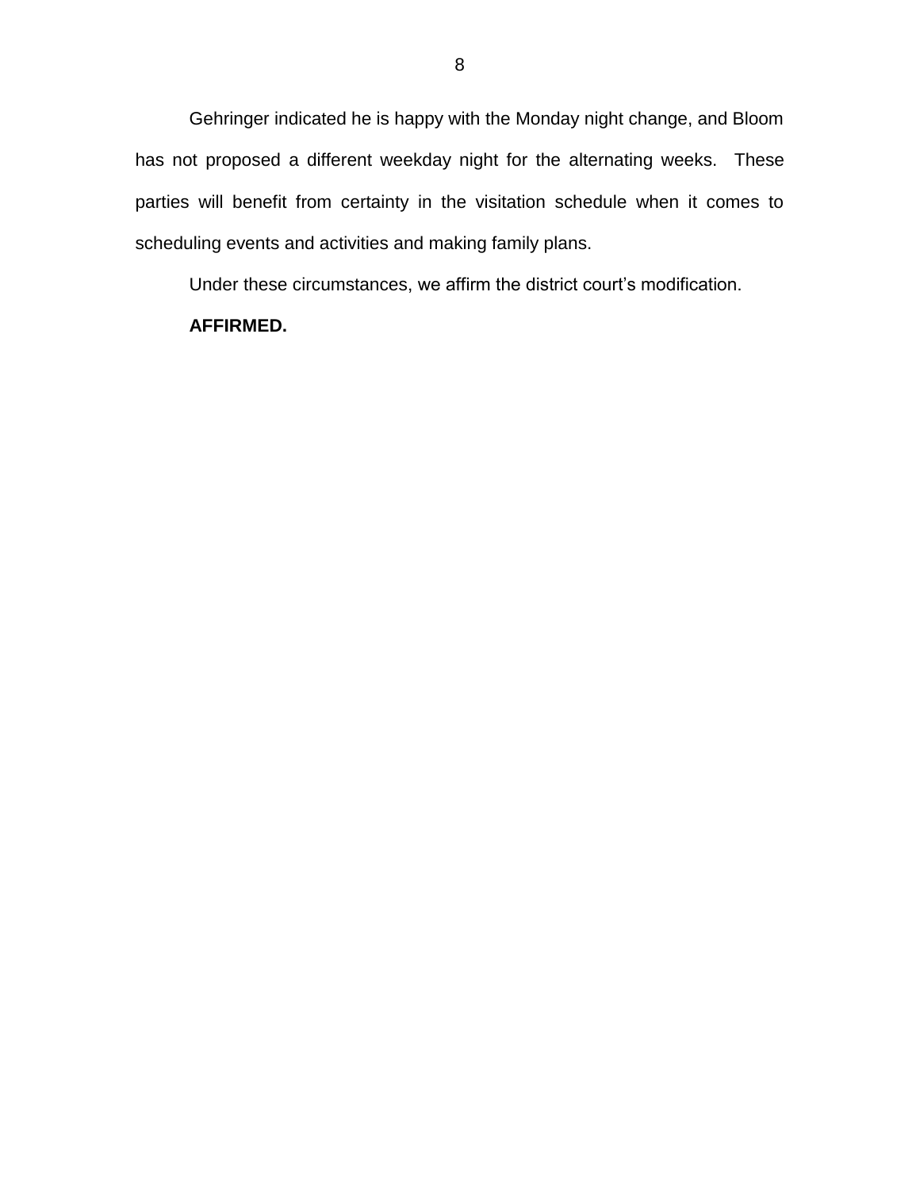Gehringer indicated he is happy with the Monday night change, and Bloom has not proposed a different weekday night for the alternating weeks. These parties will benefit from certainty in the visitation schedule when it comes to scheduling events and activities and making family plans.

Under these circumstances, we affirm the district court's modification.

**AFFIRMED.**